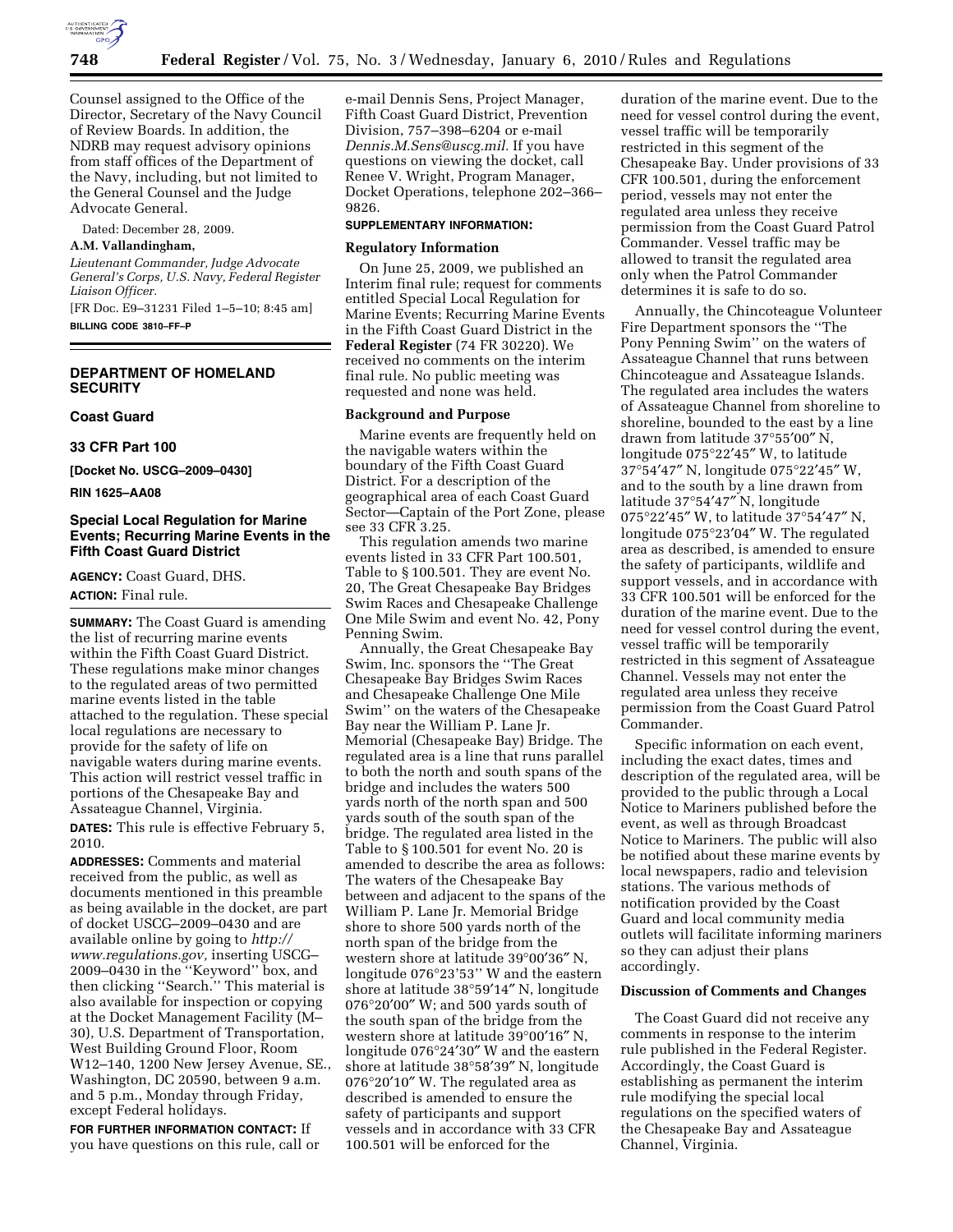Counsel assigned to the Office of the Director, Secretary of the Navy Council of Review Boards. In addition, the NDRB may request advisory opinions from staff offices of the Department of the Navy, including, but not limited to the General Counsel and the Judge Advocate General.

Dated: December 28, 2009.

**A.M. Vallandingham,**

*Lieutenant Commander, Judge Advocate General's Corps, U.S. Navy, Federal Register Liaison Officer.*

[FR Doc. E9–31231 Filed 1–5–10; 8:45 am]

**BILLING CODE 3810–FF–P**

## DEPARTMENT OF HOMELAND SECURITY

### Coast Guard

### 33 CFR Part 100

**[Docket No. USCG–2009–0430]**

**RIN 1625–AA08**

## Special Local Regulation for Marine Events; Recurring Marine Events in the Fifth Coast Guard District

**AGENCY:** Coast Guard, DHS.

**ACTION:** Final rule.

**SUMMARY:** The Coast Guard is amending the list of recurring marine events within the Fifth Coast Guard District. These regulations make minor changes to the regulated areas of two permitted marine events listed in the table attached to the regulation. These special local regulations are necessary to provide for the safety of life on navigable waters during marine events. This action will restrict vessel traffic in portions of the Chesapeake Bay and Assateague Channel, Virginia.

**DATES:** This rule is effective February 5, 2010.

**ADDRESSES:** Comments and material received from the public, as well as documents mentioned in this preamble as being available in the docket, are part of docket USCG–2009–0430 and are available online by going to *http://www.regulations.gov,* inserting USCG–2009–0430 in the "Keyword" box, and then clicking "Search." This material is also available for inspection or copying at the Docket Management Facility (M–30), U.S. Department of Transportation, West Building Ground Floor, Room W12–140, 1200 New Jersey Avenue, SE., Washington, DC 20590, between 9 a.m. and 5 p.m., Monday through Friday, except Federal holidays.

**FOR FURTHER INFORMATION CONTACT:** If you have questions on this rule, call or e-mail Dennis Sens, Project Manager, Fifth Coast Guard District, Prevention Division, 757–398–6204 or e-mail *Dennis.M.Sens@uscg.mil.* If you have questions on viewing the docket, call Renee V. Wright, Program Manager, Docket Operations, telephone 202–366–9826.

**SUPPLEMENTARY INFORMATION:**

**Regulatory Information**

On June 25, 2009, we published an Interim final rule; request for comments entitled Special Local Regulation for Marine Events; Recurring Marine Events in the Fifth Coast Guard District in the **Federal Register** (74 FR 30220). We received no comments on the interim final rule. No public meeting was requested and none was held.

**Background and Purpose**

Marine events are frequently held on the navigable waters within the boundary of the Fifth Coast Guard District. For a description of the geographical area of each Coast Guard Sector—Captain of the Port Zone, please see 33 CFR 3.25.

This regulation amends two marine events listed in 33 CFR Part 100.501, Table to § 100.501. They are event No. 20, The Great Chesapeake Bay Bridges Swim Races and Chesapeake Challenge One Mile Swim and event No. 42, Pony Penning Swim.

Annually, the Great Chesapeake Bay Swim, Inc. sponsors the "The Great Chesapeake Bay Bridges Swim Races and Chesapeake Challenge One Mile Swim" on the waters of the Chesapeake Bay near the William P. Lane Jr. Memorial (Chesapeake Bay) Bridge. The regulated area is a line that runs parallel to both the north and south spans of the bridge and includes the waters 500 yards north of the north span and 500 yards south of the south span of the bridge. The regulated area listed in the Table to § 100.501 for event No. 20 is amended to describe the area as follows: The waters of the Chesapeake Bay between and adjacent to the spans of the William P. Lane Jr. Memorial Bridge shore to shore 500 yards north of the north span of the bridge from the western shore at latitude 39°00′36″ N, longitude 076°23′53'' W and the eastern shore at latitude 38°59′14″ N, longitude 076°20′00″ W; and 500 yards south of the south span of the bridge from the western shore at latitude 39°00′16″ N, longitude 076°24′30″ W and the eastern shore at latitude 38°58′39″ N, longitude 076°20′10″ W. The regulated area as described is amended to ensure the safety of participants and support vessels and in accordance with 33 CFR 100.501 will be enforced for the duration of the marine event. Due to the need for vessel control during the event, vessel traffic will be temporarily restricted in this segment of the Chesapeake Bay. Under provisions of 33 CFR 100.501, during the enforcement period, vessels may not enter the regulated area unless they receive permission from the Coast Guard Patrol Commander. Vessel traffic may be allowed to transit the regulated area only when the Patrol Commander determines it is safe to do so.

Annually, the Chincoteague Volunteer Fire Department sponsors the "The Pony Penning Swim" on the waters of Assateague Channel that runs between Chincoteague and Assateague Islands. The regulated area includes the waters of Assateague Channel from shoreline to shoreline, bounded to the east by a line drawn from latitude 37°55′00″ N, longitude 075°22′45″ W, to latitude 37°54′47″ N, longitude 075°22′45″ W, and to the south by a line drawn from latitude 37°54′47″ N, longitude 075°22′45″ W, to latitude 37°54′47″ N, longitude 075°23′04″ W. The regulated area as described, is amended to ensure the safety of participants, wildlife and support vessels, and in accordance with 33 CFR 100.501 will be enforced for the duration of the marine event. Due to the need for vessel control during the event, vessel traffic will be temporarily restricted in this segment of Assateague Channel. Vessels may not enter the regulated area unless they receive permission from the Coast Guard Patrol Commander.

Specific information on each event, including the exact dates, times and description of the regulated area, will be provided to the public through a Local Notice to Mariners published before the event, as well as through Broadcast Notice to Mariners. The public will also be notified about these marine events by local newspapers, radio and television stations. The various methods of notification provided by the Coast Guard and local community media outlets will facilitate informing mariners so they can adjust their plans accordingly.

**Discussion of Comments and Changes**

The Coast Guard did not receive any comments in response to the interim rule published in the Federal Register. Accordingly, the Coast Guard is establishing as permanent the interim rule modifying the special local regulations on the specified waters of the Chesapeake Bay and Assateague Channel, Virginia.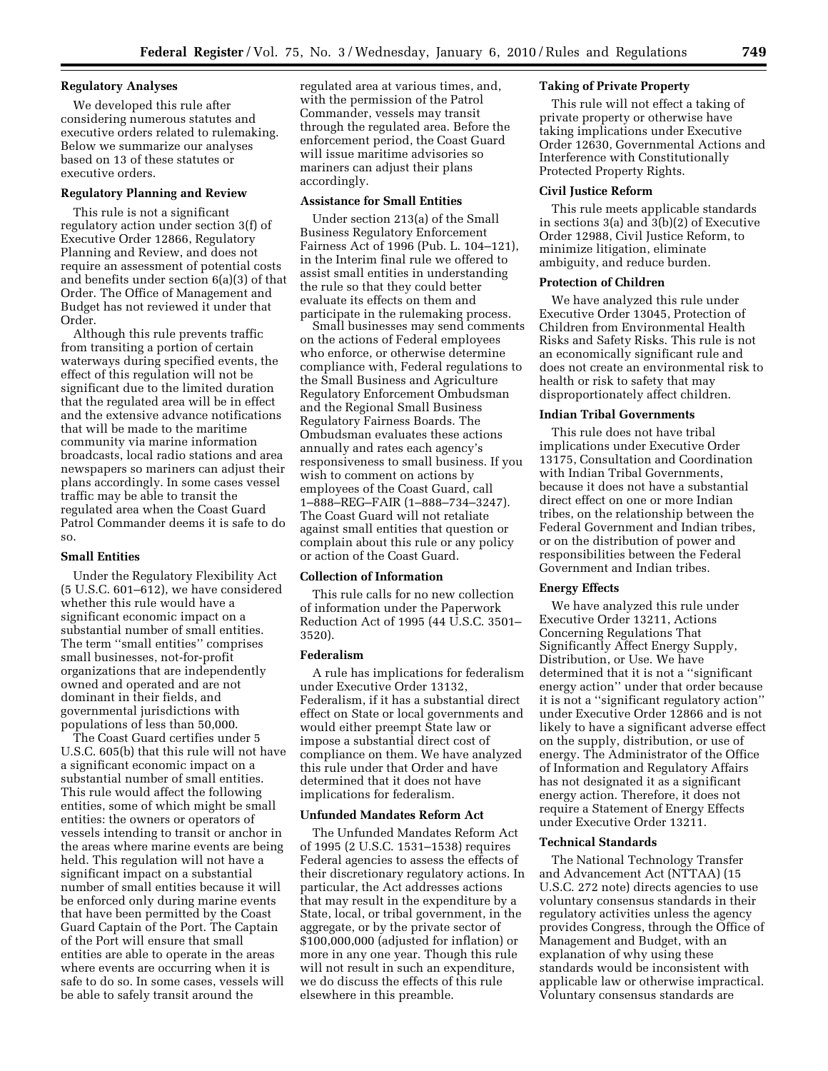### Regulatory Analyses

We developed this rule after considering numerous statutes and executive orders related to rulemaking. Below we summarize our analyses based on 13 of these statutes or executive orders.

### Regulatory Planning and Review

This rule is not a significant regulatory action under section 3(f) of Executive Order 12866, Regulatory Planning and Review, and does not require an assessment of potential costs and benefits under section 6(a)(3) of that Order. The Office of Management and Budget has not reviewed it under that Order.

Although this rule prevents traffic from transiting a portion of certain waterways during specified events, the effect of this regulation will not be significant due to the limited duration that the regulated area will be in effect and the extensive advance notifications that will be made to the maritime community via marine information broadcasts, local radio stations and area newspapers so mariners can adjust their plans accordingly. In some cases vessel traffic may be able to transit the regulated area when the Coast Guard Patrol Commander deems it is safe to do so.

### Small Entities

Under the Regulatory Flexibility Act (5 U.S.C. 601–612), we have considered whether this rule would have a significant economic impact on a substantial number of small entities. The term ''small entities'' comprises small businesses, not-for-profit organizations that are independently owned and operated and are not dominant in their fields, and governmental jurisdictions with populations of less than 50,000.

The Coast Guard certifies under 5 U.S.C. 605(b) that this rule will not have a significant economic impact on a substantial number of small entities. This rule would affect the following entities, some of which might be small entities: the owners or operators of vessels intending to transit or anchor in the areas where marine events are being held. This regulation will not have a significant impact on a substantial number of small entities because it will be enforced only during marine events that have been permitted by the Coast Guard Captain of the Port. The Captain of the Port will ensure that small entities are able to operate in the areas where events are occurring when it is safe to do so. In some cases, vessels will be able to safely transit around the regulated area at various times, and, with the permission of the Patrol Commander, vessels may transit through the regulated area. Before the enforcement period, the Coast Guard will issue maritime advisories so mariners can adjust their plans accordingly.

### Assistance for Small Entities

Under section 213(a) of the Small Business Regulatory Enforcement Fairness Act of 1996 (Pub. L. 104–121), in the Interim final rule we offered to assist small entities in understanding the rule so that they could better evaluate its effects on them and participate in the rulemaking process.

Small businesses may send comments on the actions of Federal employees who enforce, or otherwise determine compliance with, Federal regulations to the Small Business and Agriculture Regulatory Enforcement Ombudsman and the Regional Small Business Regulatory Fairness Boards. The Ombudsman evaluates these actions annually and rates each agency's responsiveness to small business. If you wish to comment on actions by employees of the Coast Guard, call 1–888–REG–FAIR (1–888–734–3247). The Coast Guard will not retaliate against small entities that question or complain about this rule or any policy or action of the Coast Guard.

### Collection of Information

This rule calls for no new collection of information under the Paperwork Reduction Act of 1995 (44 U.S.C. 3501–3520).

### Federalism

A rule has implications for federalism under Executive Order 13132, Federalism, if it has a substantial direct effect on State or local governments and would either preempt State law or impose a substantial direct cost of compliance on them. We have analyzed this rule under that Order and have determined that it does not have implications for federalism.

### Unfunded Mandates Reform Act

The Unfunded Mandates Reform Act of 1995 (2 U.S.C. 1531–1538) requires Federal agencies to assess the effects of their discretionary regulatory actions. In particular, the Act addresses actions that may result in the expenditure by a State, local, or tribal government, in the aggregate, or by the private sector of $100,000,000 (adjusted for inflation) or more in any one year. Though this rule will not result in such an expenditure, we do discuss the effects of this rule elsewhere in this preamble.

### Taking of Private Property

This rule will not effect a taking of private property or otherwise have taking implications under Executive Order 12630, Governmental Actions and Interference with Constitutionally Protected Property Rights.

### Civil Justice Reform

This rule meets applicable standards in sections 3(a) and 3(b)(2) of Executive Order 12988, Civil Justice Reform, to minimize litigation, eliminate ambiguity, and reduce burden.

### Protection of Children

We have analyzed this rule under Executive Order 13045, Protection of Children from Environmental Health Risks and Safety Risks. This rule is not an economically significant rule and does not create an environmental risk to health or risk to safety that may disproportionately affect children.

### Indian Tribal Governments

This rule does not have tribal implications under Executive Order 13175, Consultation and Coordination with Indian Tribal Governments, because it does not have a substantial direct effect on one or more Indian tribes, on the relationship between the Federal Government and Indian tribes, or on the distribution of power and responsibilities between the Federal Government and Indian tribes.

### Energy Effects

We have analyzed this rule under Executive Order 13211, Actions Concerning Regulations That Significantly Affect Energy Supply, Distribution, or Use. We have determined that it is not a ''significant energy action'' under that order because it is not a ''significant regulatory action'' under Executive Order 12866 and is not likely to have a significant adverse effect on the supply, distribution, or use of energy. The Administrator of the Office of Information and Regulatory Affairs has not designated it as a significant energy action. Therefore, it does not require a Statement of Energy Effects under Executive Order 13211.

### Technical Standards

The National Technology Transfer and Advancement Act (NTTAA) (15 U.S.C. 272 note) directs agencies to use voluntary consensus standards in their regulatory activities unless the agency provides Congress, through the Office of Management and Budget, with an explanation of why using these standards would be inconsistent with applicable law or otherwise impractical. Voluntary consensus standards are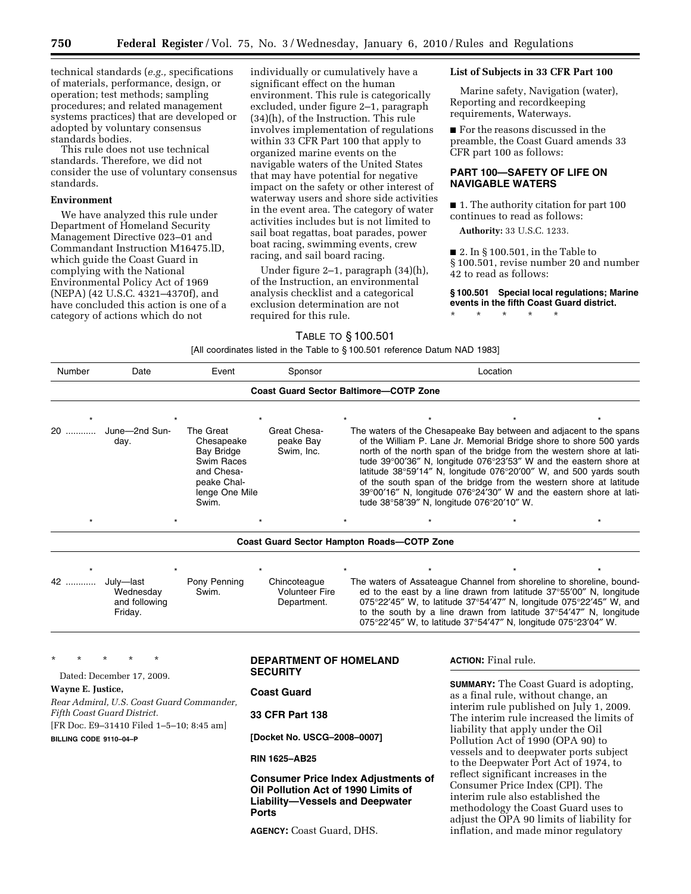technical standards (*e.g.,* specifications of materials, performance, design, or operation; test methods; sampling procedures; and related management systems practices) that are developed or adopted by voluntary consensus standards bodies.

This rule does not use technical standards. Therefore, we did not consider the use of voluntary consensus standards.

**Environment**

We have analyzed this rule under Department of Homeland Security Management Directive 023–01 and Commandant Instruction M16475.lD, which guide the Coast Guard in complying with the National Environmental Policy Act of 1969 (NEPA) (42 U.S.C. 4321–4370f), and have concluded this action is one of a category of actions which do not individually or cumulatively have a significant effect on the human environment. This rule is categorically excluded, under figure 2–1, paragraph (34)(h), of the Instruction. This rule involves implementation of regulations within 33 CFR Part 100 that apply to organized marine events on the navigable waters of the United States that may have potential for negative impact on the safety or other interest of waterway users and shore side activities in the event area. The category of water activities includes but is not limited to sail boat regattas, boat parades, power boat racing, swimming events, crew racing, and sail board racing.

Under figure 2–1, paragraph (34)(h), of the Instruction, an environmental analysis checklist and a categorical exclusion determination are not required for this rule.

**List of Subjects in 33 CFR Part 100**

Marine safety, Navigation (water), Reporting and recordkeeping requirements, Waterways.

■ For the reasons discussed in the preamble, the Coast Guard amends 33 CFR part 100 as follows:

**PART 100—SAFETY OF LIFE ON NAVIGABLE WATERS**

■ 1. The authority citation for part 100 continues to read as follows:

**Authority:** 33 U.S.C. 1233.

■ 2. In § 100.501, in the Table to § 100.501, revise number 20 and number 42 to read as follows:

**§ 100.501 Special local regulations; Marine events in the fifth Coast Guard district.**

\* \* \* \* \*

TABLE TO § 100.501

[All coordinates listed in the Table to § 100.501 reference Datum NAD 1983]

| Number | Date | Event | Sponsor | Location |
|---|---|---|---|---|
| | | **Coast Guard Sector Baltimore—COTP Zone** | | |
| * | * | * | * | * * * * |
| 20 ........... | June—2nd Sunday. | The Great Chesapeake Bay Bridge Swim Races and Chesapeake Challenge One Mile Swim. | Great Chesapeake Bay Swim, Inc. | The waters of the Chesapeake Bay between and adjacent to the spans of the William P. Lane Jr. Memorial Bridge shore to shore 500 yards north of the north span of the bridge from the western shore at latitude 39°00′36″ N, longitude 076°23′53″ W and the eastern shore at latitude 38°59′14″ N, longitude 076°20′00″ W, and 500 yards south of the south span of the bridge from the western shore at latitude 39°00′16″ N, longitude 076°24′30″ W and the eastern shore at latitude 38°58′39″ N, longitude 076°20′10″ W. |
| * | * | * | * | * * * * |
| | | **Coast Guard Sector Hampton Roads—COTP Zone** | | |
| * | * | * | * | * * * * |
| 42 ........... | July—last Wednesday and following Friday. | Pony Penning Swim. | Chincoteague Volunteer Fire Department. | The waters of Assateague Channel from shoreline to shoreline, bounded to the east by a line drawn from latitude 37°55′00″ N, longitude 075°22′45″ W, to latitude 37°54′47″ N, longitude 075°22′45″ W, and to the south by a line drawn from latitude 37°54′47″ N, longitude 075°22′45″ W, to latitude 37°54′47″ N, longitude 075°23′04″ W. |

\* \* \* \* \*

Dated: December 17, 2009.

**Wayne E. Justice,**

*Rear Admiral, U.S. Coast Guard Commander, Fifth Coast Guard District.*

[FR Doc. E9–31410 Filed 1–5–10; 8:45 am]

**BILLING CODE 9110–04–P**

**DEPARTMENT OF HOMELAND SECURITY**

**Coast Guard**

**33 CFR Part 138**

**[Docket No. USCG–2008–0007]**

**RIN 1625–AB25**

**Consumer Price Index Adjustments of Oil Pollution Act of 1990 Limits of Liability—Vessels and Deepwater Ports**

**AGENCY:** Coast Guard, DHS.

**ACTION:** Final rule.

**SUMMARY:** The Coast Guard is adopting, as a final rule, without change, an interim rule published on July 1, 2009. The interim rule increased the limits of liability that apply under the Oil Pollution Act of 1990 (OPA 90) to vessels and to deepwater ports subject to the Deepwater Port Act of 1974, to reflect significant increases in the Consumer Price Index (CPI). The interim rule also established the methodology the Coast Guard uses to adjust the OPA 90 limits of liability for inflation, and made minor regulatory